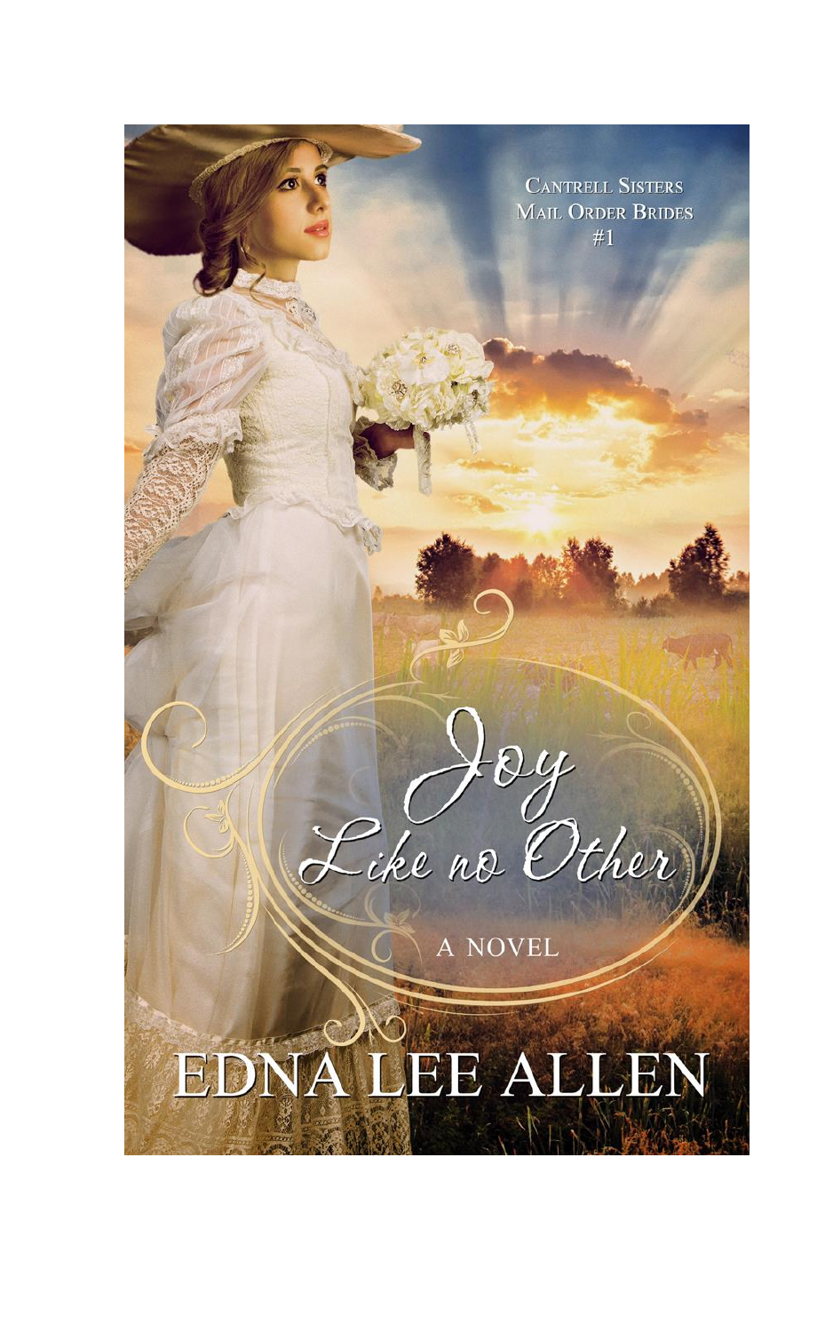Cantrell Sisters Mail Order Brides #1

# Joy Like no Other

A NOVEL

EDNA LEE ALLEN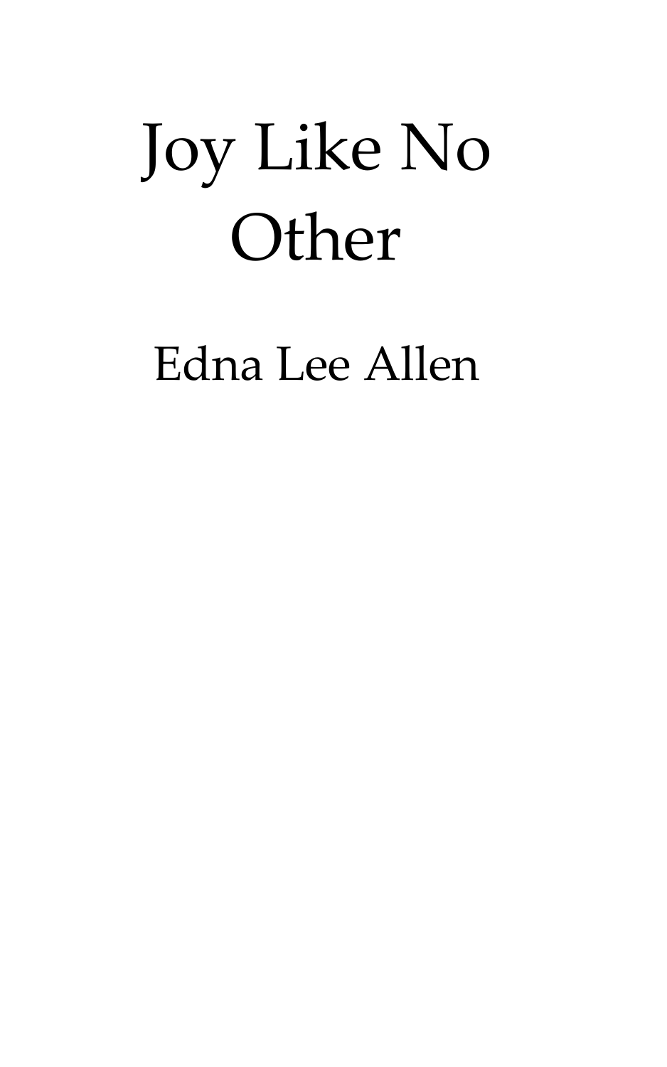# Joy Like No Other

Edna Lee Allen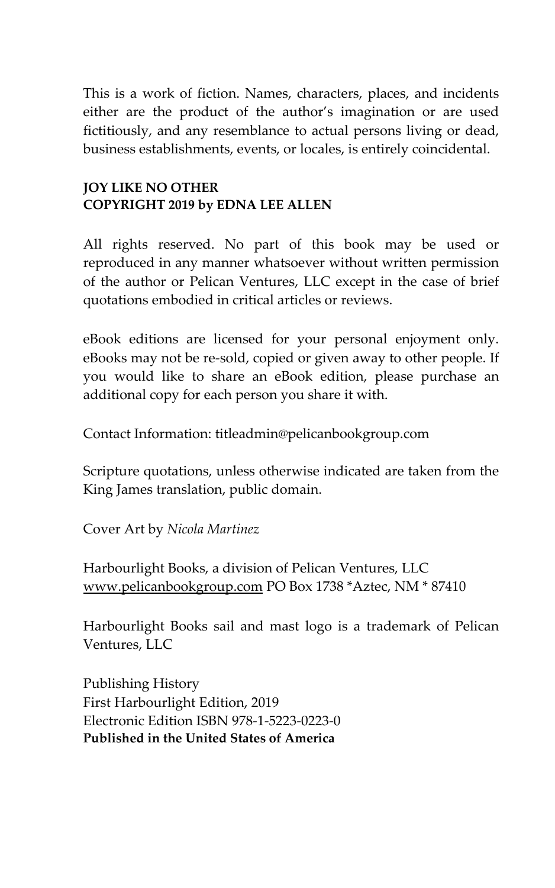This is a work of fiction. Names, characters, places, and incidents either are the product of the author's imagination or are used fictitiously, and any resemblance to actual persons living or dead, business establishments, events, or locales, is entirely coincidental.

**JOY LIKE NO OTHER**
**COPYRIGHT 2019 by EDNA LEE ALLEN**

All rights reserved. No part of this book may be used or reproduced in any manner whatsoever without written permission of the author or Pelican Ventures, LLC except in the case of brief quotations embodied in critical articles or reviews.

eBook editions are licensed for your personal enjoyment only. eBooks may not be re-sold, copied or given away to other people. If you would like to share an eBook edition, please purchase an additional copy for each person you share it with.

Contact Information: titleadmin@pelicanbookgroup.com

Scripture quotations, unless otherwise indicated are taken from the King James translation, public domain.

Cover Art by *Nicola Martinez*

Harbourlight Books, a division of Pelican Ventures, LLC
www.pelicanbookgroup.com PO Box 1738 *Aztec, NM * 87410

Harbourlight Books sail and mast logo is a trademark of Pelican Ventures, LLC

Publishing History
First Harbourlight Edition, 2019
Electronic Edition ISBN 978-1-5223-0223-0
**Published in the United States of America**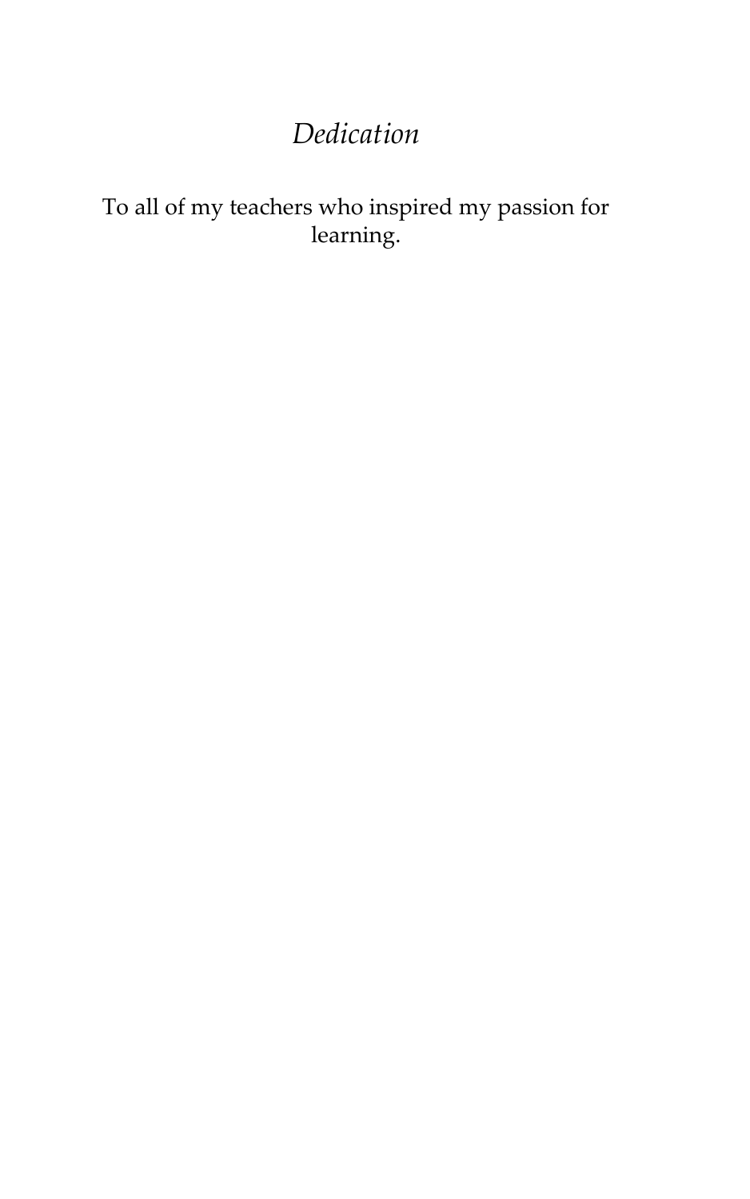# *Dedication*

To all of my teachers who inspired my passion for learning.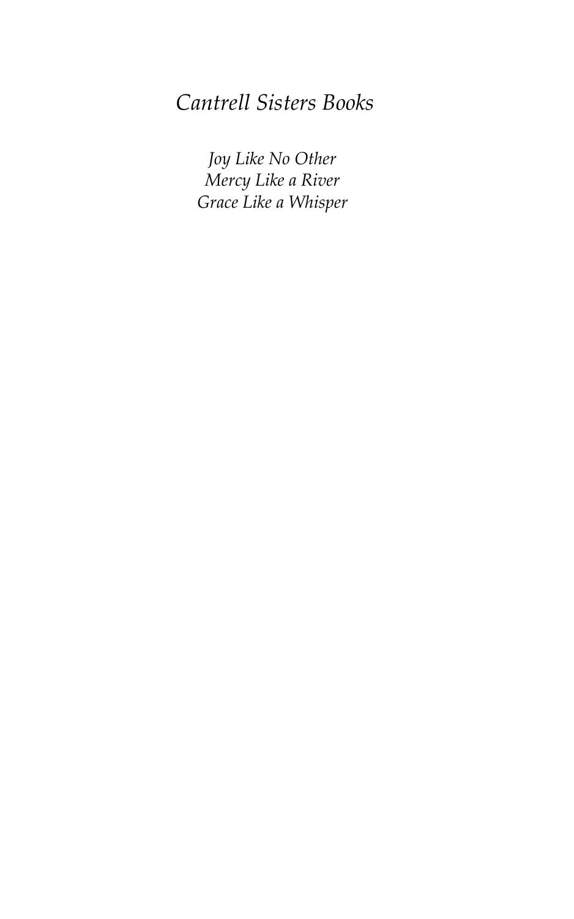*Cantrell Sisters Books*

*Joy Like No Other*
*Mercy Like a River*
*Grace Like a Whisper*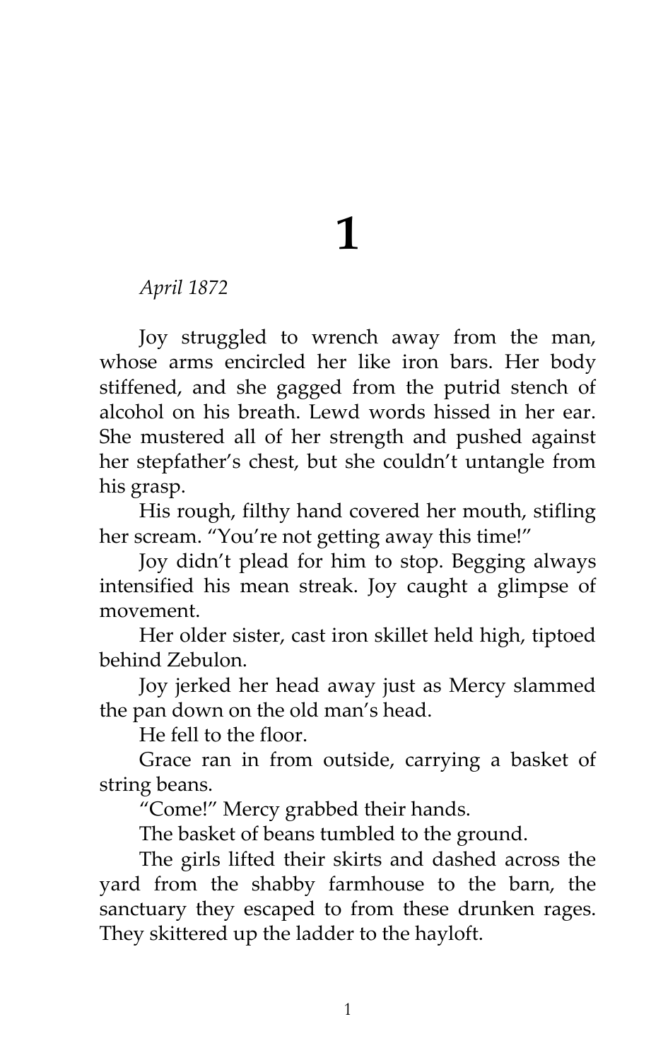# 1

*April 1872*

Joy struggled to wrench away from the man, whose arms encircled her like iron bars. Her body stiffened, and she gagged from the putrid stench of alcohol on his breath. Lewd words hissed in her ear. She mustered all of her strength and pushed against her stepfather's chest, but she couldn't untangle from his grasp.

His rough, filthy hand covered her mouth, stifling her scream. "You're not getting away this time!"

Joy didn't plead for him to stop. Begging always intensified his mean streak. Joy caught a glimpse of movement.

Her older sister, cast iron skillet held high, tiptoed behind Zebulon.

Joy jerked her head away just as Mercy slammed the pan down on the old man's head.

He fell to the floor.

Grace ran in from outside, carrying a basket of string beans.

"Come!" Mercy grabbed their hands.

The basket of beans tumbled to the ground.

The girls lifted their skirts and dashed across the yard from the shabby farmhouse to the barn, the sanctuary they escaped to from these drunken rages. They skittered up the ladder to the hayloft.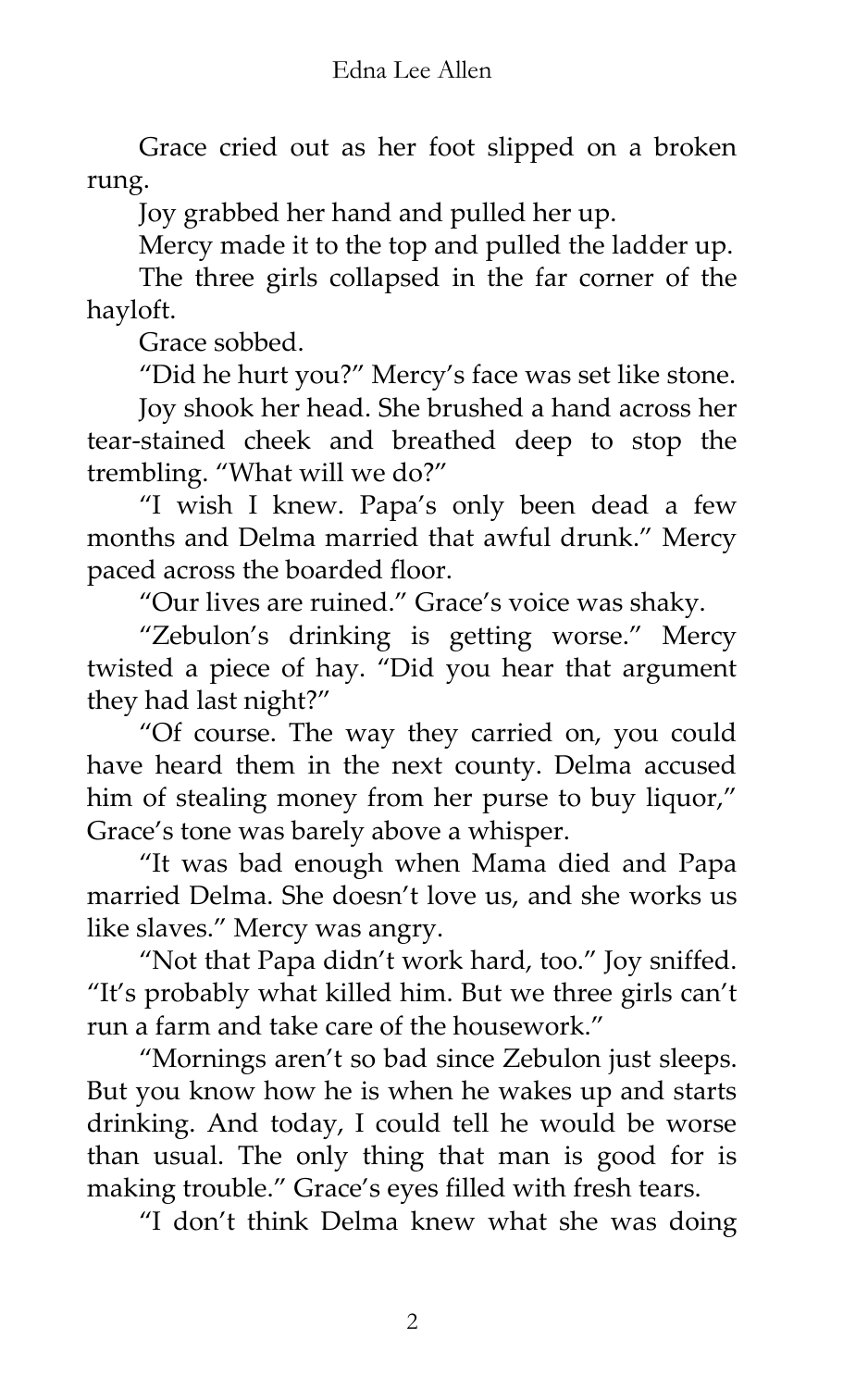Grace cried out as her foot slipped on a broken rung.

Joy grabbed her hand and pulled her up.

Mercy made it to the top and pulled the ladder up.

The three girls collapsed in the far corner of the hayloft.

Grace sobbed.

"Did he hurt you?" Mercy's face was set like stone.

Joy shook her head. She brushed a hand across her tear-stained cheek and breathed deep to stop the trembling. "What will we do?"

"I wish I knew. Papa's only been dead a few months and Delma married that awful drunk." Mercy paced across the boarded floor.

"Our lives are ruined." Grace's voice was shaky.

"Zebulon's drinking is getting worse." Mercy twisted a piece of hay. "Did you hear that argument they had last night?"

"Of course. The way they carried on, you could have heard them in the next county. Delma accused him of stealing money from her purse to buy liquor," Grace's tone was barely above a whisper.

"It was bad enough when Mama died and Papa married Delma. She doesn't love us, and she works us like slaves." Mercy was angry.

"Not that Papa didn't work hard, too." Joy sniffed. "It's probably what killed him. But we three girls can't run a farm and take care of the housework."

"Mornings aren't so bad since Zebulon just sleeps. But you know how he is when he wakes up and starts drinking. And today, I could tell he would be worse than usual. The only thing that man is good for is making trouble." Grace's eyes filled with fresh tears.

"I don't think Delma knew what she was doing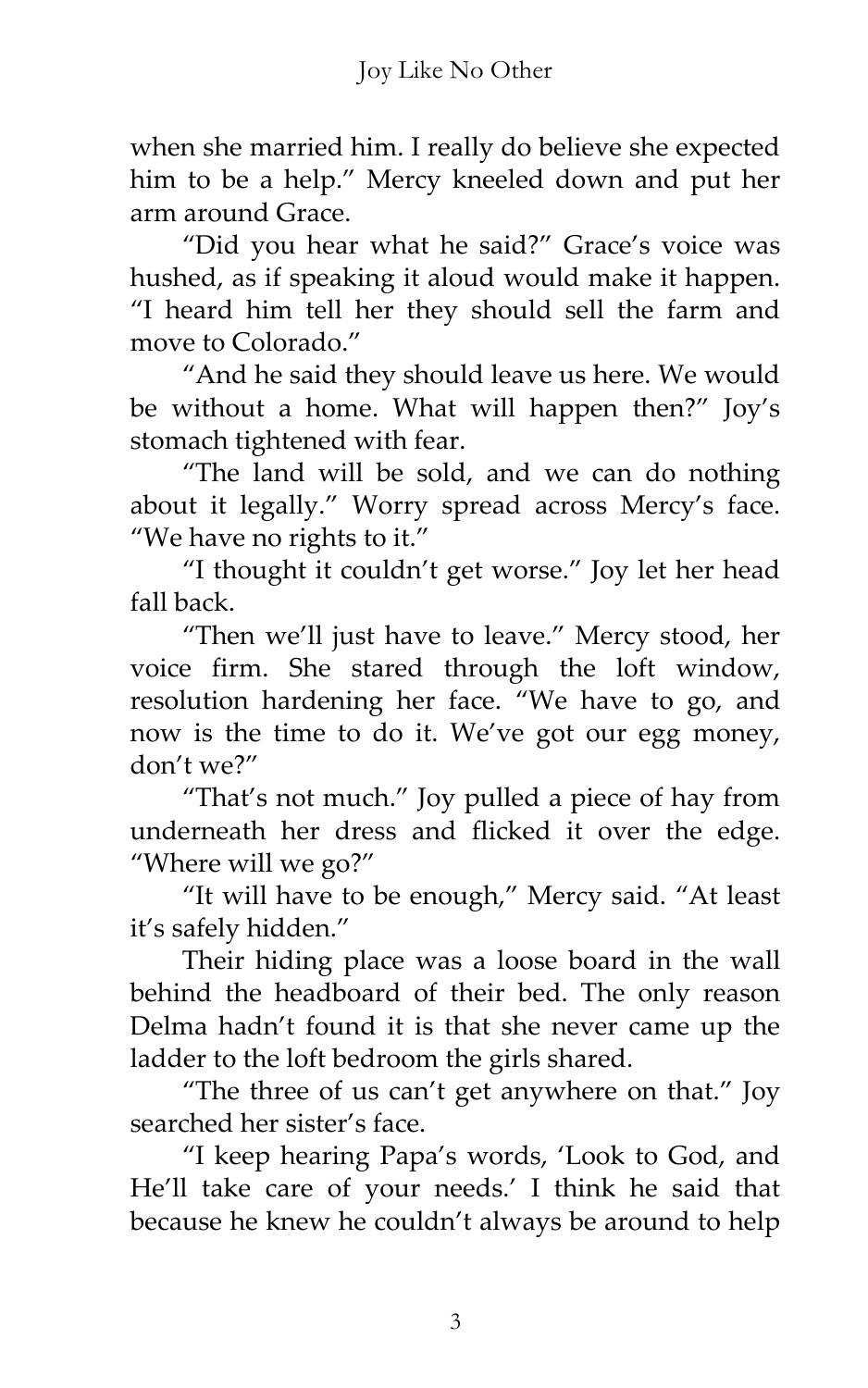when she married him. I really do believe she expected him to be a help." Mercy kneeled down and put her arm around Grace.

"Did you hear what he said?" Grace's voice was hushed, as if speaking it aloud would make it happen. "I heard him tell her they should sell the farm and move to Colorado."

"And he said they should leave us here. We would be without a home. What will happen then?" Joy's stomach tightened with fear.

"The land will be sold, and we can do nothing about it legally." Worry spread across Mercy's face. "We have no rights to it."

"I thought it couldn't get worse." Joy let her head fall back.

"Then we'll just have to leave." Mercy stood, her voice firm. She stared through the loft window, resolution hardening her face. "We have to go, and now is the time to do it. We've got our egg money, don't we?"

"That's not much." Joy pulled a piece of hay from underneath her dress and flicked it over the edge. "Where will we go?"

"It will have to be enough," Mercy said. "At least it's safely hidden."

Their hiding place was a loose board in the wall behind the headboard of their bed. The only reason Delma hadn't found it is that she never came up the ladder to the loft bedroom the girls shared.

"The three of us can't get anywhere on that." Joy searched her sister's face.

"I keep hearing Papa's words, 'Look to God, and He'll take care of your needs.' I think he said that because he knew he couldn't always be around to help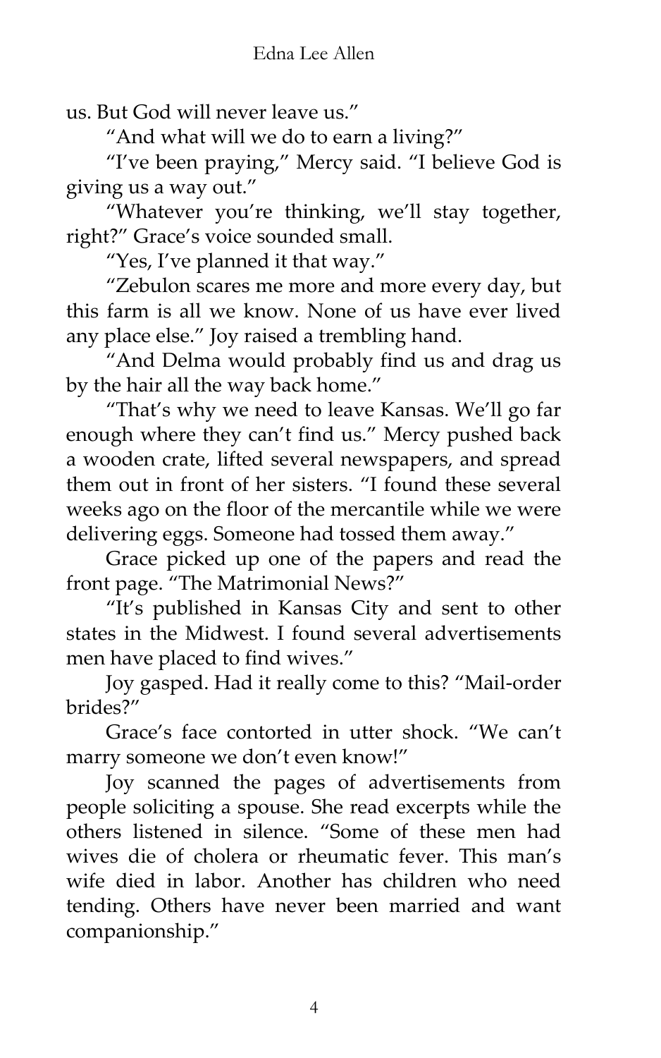us. But God will never leave us."

"And what will we do to earn a living?"

"I've been praying," Mercy said. "I believe God is giving us a way out."

"Whatever you're thinking, we'll stay together, right?" Grace's voice sounded small.

"Yes, I've planned it that way."

"Zebulon scares me more and more every day, but this farm is all we know. None of us have ever lived any place else." Joy raised a trembling hand.

"And Delma would probably find us and drag us by the hair all the way back home."

"That's why we need to leave Kansas. We'll go far enough where they can't find us." Mercy pushed back a wooden crate, lifted several newspapers, and spread them out in front of her sisters. "I found these several weeks ago on the floor of the mercantile while we were delivering eggs. Someone had tossed them away."

Grace picked up one of the papers and read the front page. "The Matrimonial News?"

"It's published in Kansas City and sent to other states in the Midwest. I found several advertisements men have placed to find wives."

Joy gasped. Had it really come to this? "Mail-order brides?"

Grace's face contorted in utter shock. "We can't marry someone we don't even know!"

Joy scanned the pages of advertisements from people soliciting a spouse. She read excerpts while the others listened in silence. "Some of these men had wives die of cholera or rheumatic fever. This man's wife died in labor. Another has children who need tending. Others have never been married and want companionship."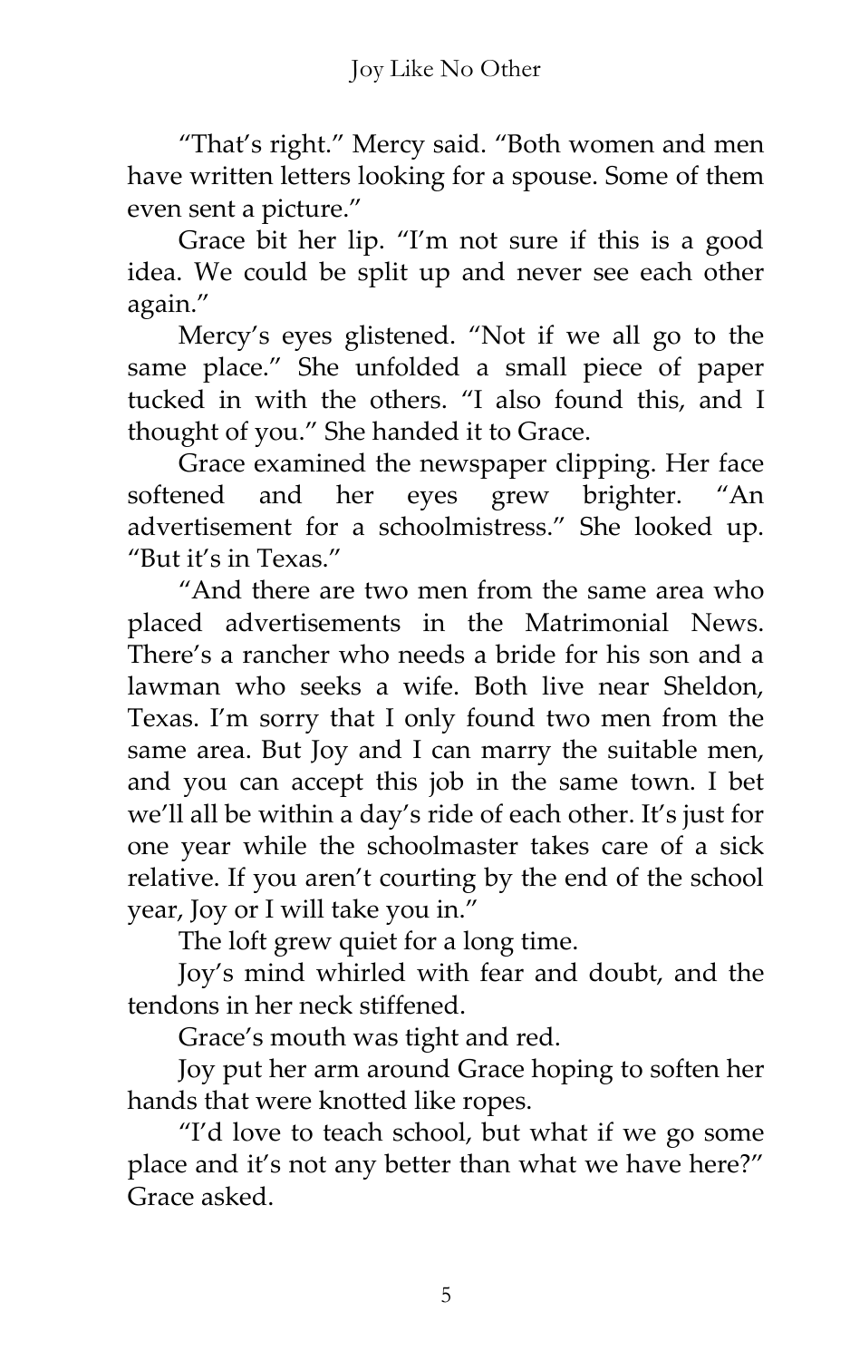"That's right." Mercy said. "Both women and men have written letters looking for a spouse. Some of them even sent a picture."

Grace bit her lip. "I'm not sure if this is a good idea. We could be split up and never see each other again."

Mercy's eyes glistened. "Not if we all go to the same place." She unfolded a small piece of paper tucked in with the others. "I also found this, and I thought of you." She handed it to Grace.

Grace examined the newspaper clipping. Her face softened and her eyes grew brighter. "An advertisement for a schoolmistress." She looked up. "But it's in Texas."

"And there are two men from the same area who placed advertisements in the Matrimonial News. There's a rancher who needs a bride for his son and a lawman who seeks a wife. Both live near Sheldon, Texas. I'm sorry that I only found two men from the same area. But Joy and I can marry the suitable men, and you can accept this job in the same town. I bet we'll all be within a day's ride of each other. It's just for one year while the schoolmaster takes care of a sick relative. If you aren't courting by the end of the school year, Joy or I will take you in."

The loft grew quiet for a long time.

Joy's mind whirled with fear and doubt, and the tendons in her neck stiffened.

Grace's mouth was tight and red.

Joy put her arm around Grace hoping to soften her hands that were knotted like ropes.

"I'd love to teach school, but what if we go some place and it's not any better than what we have here?" Grace asked.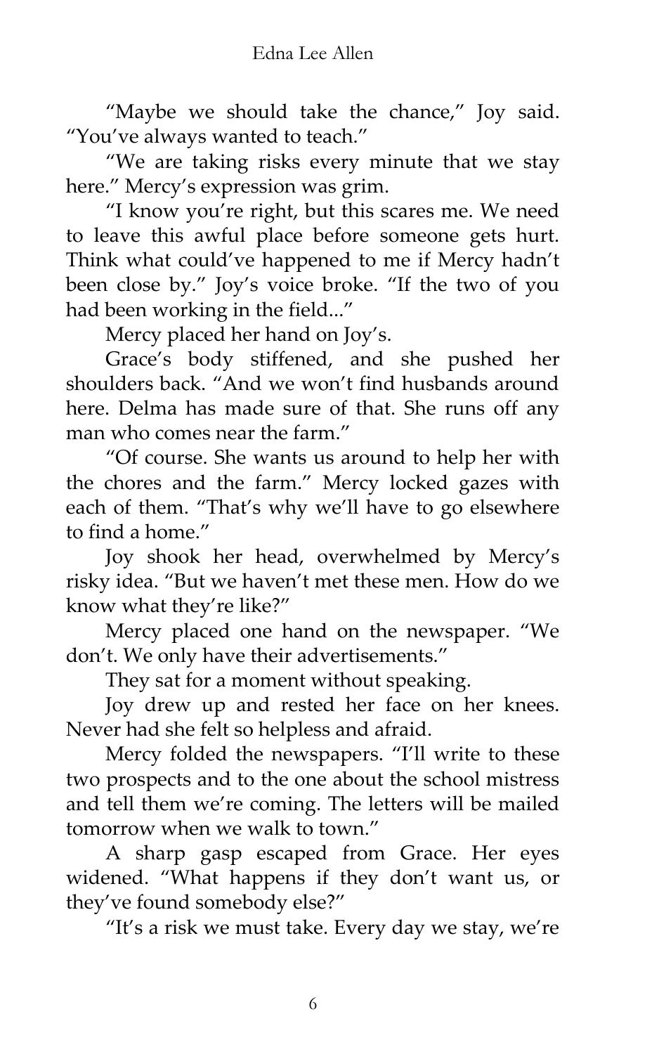"Maybe we should take the chance," Joy said. "You've always wanted to teach."

"We are taking risks every minute that we stay here." Mercy's expression was grim.

"I know you're right, but this scares me. We need to leave this awful place before someone gets hurt. Think what could've happened to me if Mercy hadn't been close by." Joy's voice broke. "If the two of you had been working in the field..."

Mercy placed her hand on Joy's.

Grace's body stiffened, and she pushed her shoulders back. "And we won't find husbands around here. Delma has made sure of that. She runs off any man who comes near the farm."

"Of course. She wants us around to help her with the chores and the farm." Mercy locked gazes with each of them. "That's why we'll have to go elsewhere to find a home."

Joy shook her head, overwhelmed by Mercy's risky idea. "But we haven't met these men. How do we know what they're like?"

Mercy placed one hand on the newspaper. "We don't. We only have their advertisements."

They sat for a moment without speaking.

Joy drew up and rested her face on her knees. Never had she felt so helpless and afraid.

Mercy folded the newspapers. "I'll write to these two prospects and to the one about the school mistress and tell them we're coming. The letters will be mailed tomorrow when we walk to town."

A sharp gasp escaped from Grace. Her eyes widened. "What happens if they don't want us, or they've found somebody else?"

"It's a risk we must take. Every day we stay, we're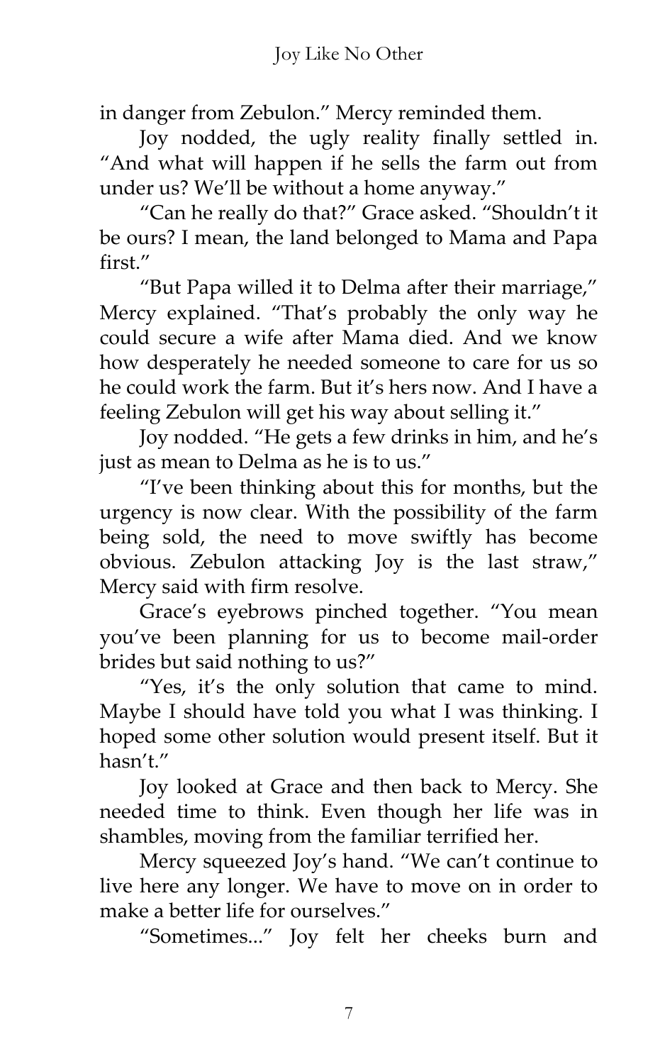in danger from Zebulon." Mercy reminded them.

Joy nodded, the ugly reality finally settled in. "And what will happen if he sells the farm out from under us? We'll be without a home anyway."

"Can he really do that?" Grace asked. "Shouldn't it be ours? I mean, the land belonged to Mama and Papa first."

"But Papa willed it to Delma after their marriage," Mercy explained. "That's probably the only way he could secure a wife after Mama died. And we know how desperately he needed someone to care for us so he could work the farm. But it's hers now. And I have a feeling Zebulon will get his way about selling it."

Joy nodded. "He gets a few drinks in him, and he's just as mean to Delma as he is to us."

"I've been thinking about this for months, but the urgency is now clear. With the possibility of the farm being sold, the need to move swiftly has become obvious. Zebulon attacking Joy is the last straw," Mercy said with firm resolve.

Grace's eyebrows pinched together. "You mean you've been planning for us to become mail-order brides but said nothing to us?"

"Yes, it's the only solution that came to mind. Maybe I should have told you what I was thinking. I hoped some other solution would present itself. But it hasn't."

Joy looked at Grace and then back to Mercy. She needed time to think. Even though her life was in shambles, moving from the familiar terrified her.

Mercy squeezed Joy's hand. "We can't continue to live here any longer. We have to move on in order to make a better life for ourselves."

"Sometimes..." Joy felt her cheeks burn and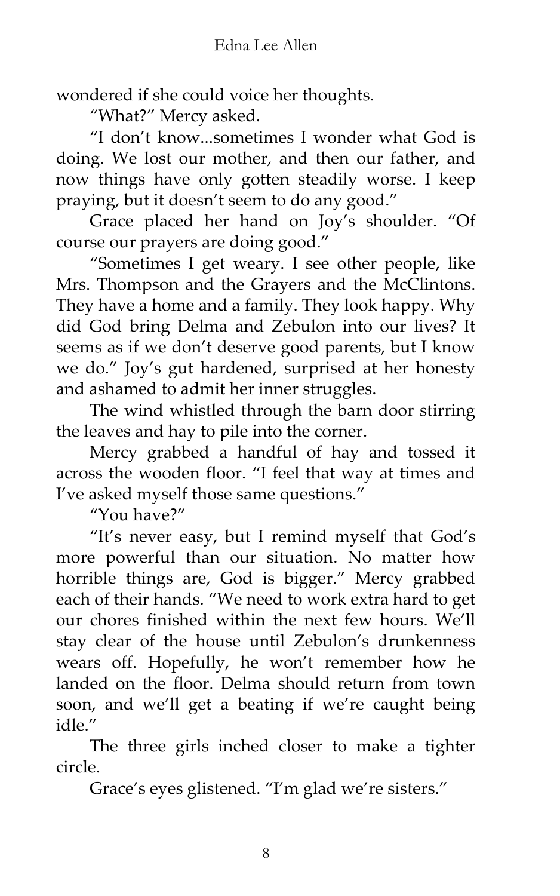wondered if she could voice her thoughts.

"What?" Mercy asked.

"I don't know...sometimes I wonder what God is doing. We lost our mother, and then our father, and now things have only gotten steadily worse. I keep praying, but it doesn't seem to do any good."

Grace placed her hand on Joy's shoulder. "Of course our prayers are doing good."

"Sometimes I get weary. I see other people, like Mrs. Thompson and the Grayers and the McClintons. They have a home and a family. They look happy. Why did God bring Delma and Zebulon into our lives? It seems as if we don't deserve good parents, but I know we do." Joy's gut hardened, surprised at her honesty and ashamed to admit her inner struggles.

The wind whistled through the barn door stirring the leaves and hay to pile into the corner.

Mercy grabbed a handful of hay and tossed it across the wooden floor. "I feel that way at times and I've asked myself those same questions."

"You have?"

"It's never easy, but I remind myself that God's more powerful than our situation. No matter how horrible things are, God is bigger." Mercy grabbed each of their hands. "We need to work extra hard to get our chores finished within the next few hours. We'll stay clear of the house until Zebulon's drunkenness wears off. Hopefully, he won't remember how he landed on the floor. Delma should return from town soon, and we'll get a beating if we're caught being idle."

The three girls inched closer to make a tighter circle.

Grace's eyes glistened. "I'm glad we're sisters."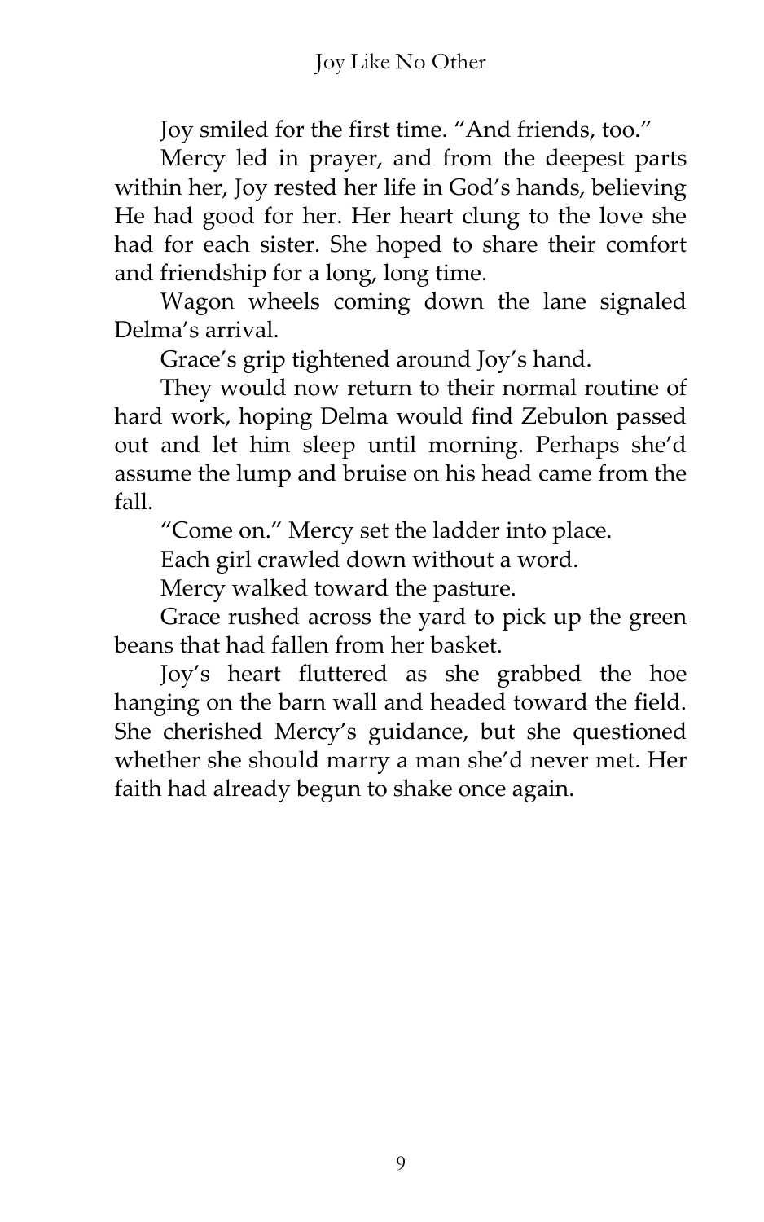Joy smiled for the first time. "And friends, too."

Mercy led in prayer, and from the deepest parts within her, Joy rested her life in God's hands, believing He had good for her. Her heart clung to the love she had for each sister. She hoped to share their comfort and friendship for a long, long time.

Wagon wheels coming down the lane signaled Delma's arrival.

Grace's grip tightened around Joy's hand.

They would now return to their normal routine of hard work, hoping Delma would find Zebulon passed out and let him sleep until morning. Perhaps she'd assume the lump and bruise on his head came from the fall.

"Come on." Mercy set the ladder into place.

Each girl crawled down without a word.

Mercy walked toward the pasture.

Grace rushed across the yard to pick up the green beans that had fallen from her basket.

Joy's heart fluttered as she grabbed the hoe hanging on the barn wall and headed toward the field. She cherished Mercy's guidance, but she questioned whether she should marry a man she'd never met. Her faith had already begun to shake once again.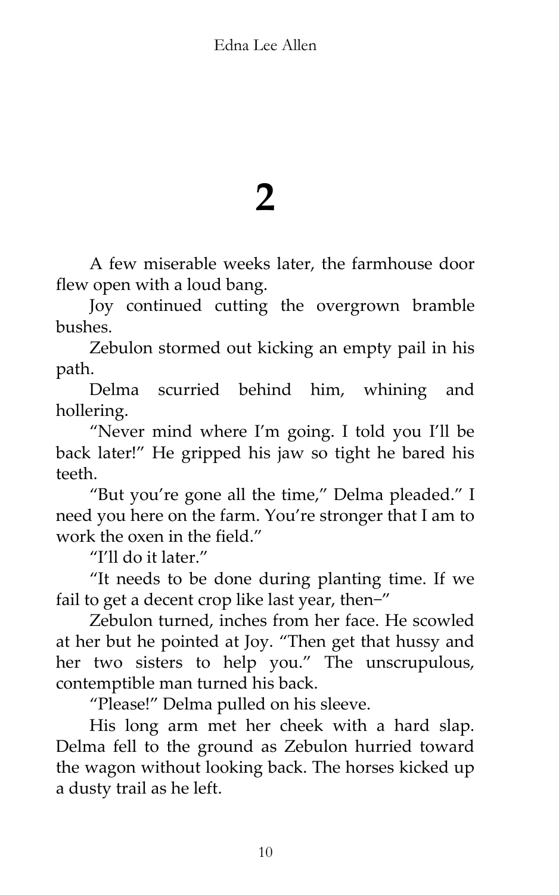# 2

A few miserable weeks later, the farmhouse door flew open with a loud bang.

Joy continued cutting the overgrown bramble bushes.

Zebulon stormed out kicking an empty pail in his path.

Delma scurried behind him, whining and hollering.

"Never mind where I'm going. I told you I'll be back later!" He gripped his jaw so tight he bared his teeth.

"But you're gone all the time," Delma pleaded." I need you here on the farm. You're stronger that I am to work the oxen in the field."

"I'll do it later."

"It needs to be done during planting time. If we fail to get a decent crop like last year, then–"

Zebulon turned, inches from her face. He scowled at her but he pointed at Joy. "Then get that hussy and her two sisters to help you." The unscrupulous, contemptible man turned his back.

"Please!" Delma pulled on his sleeve.

His long arm met her cheek with a hard slap. Delma fell to the ground as Zebulon hurried toward the wagon without looking back. The horses kicked up a dusty trail as he left.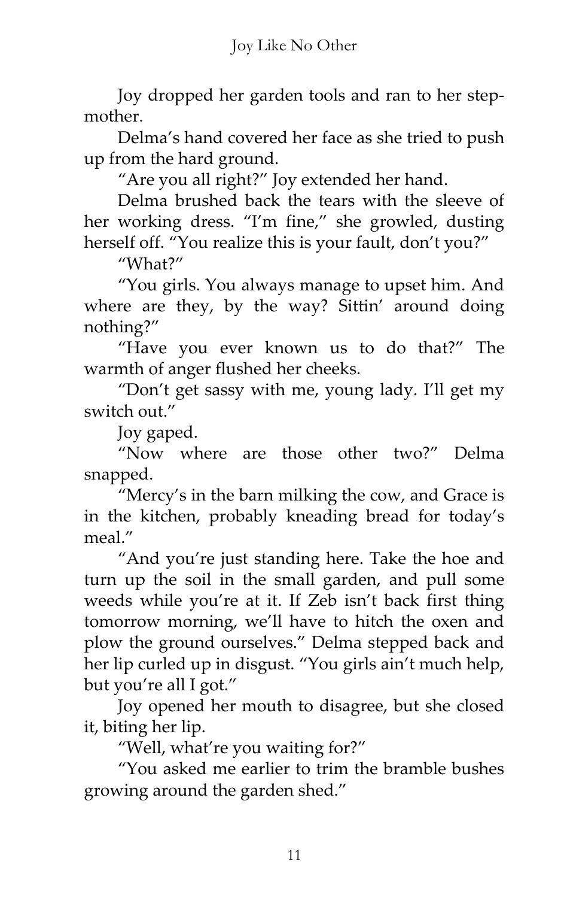Joy dropped her garden tools and ran to her stepmother.

Delma's hand covered her face as she tried to push up from the hard ground.

"Are you all right?" Joy extended her hand.

Delma brushed back the tears with the sleeve of her working dress. "I'm fine," she growled, dusting herself off. "You realize this is your fault, don't you?"

"What?"

"You girls. You always manage to upset him. And where are they, by the way? Sittin' around doing nothing?"

"Have you ever known us to do that?" The warmth of anger flushed her cheeks.

"Don't get sassy with me, young lady. I'll get my switch out."

Joy gaped.

"Now where are those other two?" Delma snapped.

"Mercy's in the barn milking the cow, and Grace is in the kitchen, probably kneading bread for today's meal."

"And you're just standing here. Take the hoe and turn up the soil in the small garden, and pull some weeds while you're at it. If Zeb isn't back first thing tomorrow morning, we'll have to hitch the oxen and plow the ground ourselves." Delma stepped back and her lip curled up in disgust. "You girls ain't much help, but you're all I got."

Joy opened her mouth to disagree, but she closed it, biting her lip.

"Well, what're you waiting for?"

"You asked me earlier to trim the bramble bushes growing around the garden shed."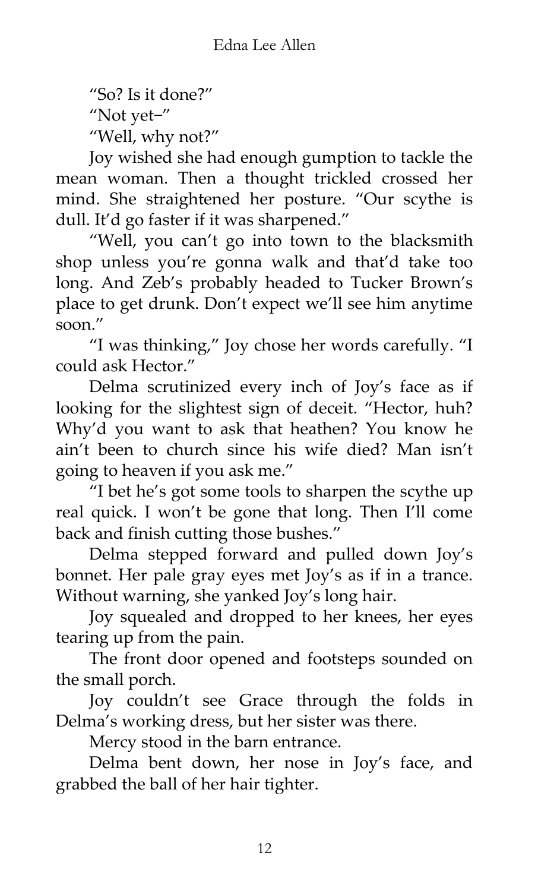"So? Is it done?"

"Not yet–"

"Well, why not?"

Joy wished she had enough gumption to tackle the mean woman. Then a thought trickled crossed her mind. She straightened her posture. "Our scythe is dull. It'd go faster if it was sharpened."

"Well, you can't go into town to the blacksmith shop unless you're gonna walk and that'd take too long. And Zeb's probably headed to Tucker Brown's place to get drunk. Don't expect we'll see him anytime soon."

"I was thinking," Joy chose her words carefully. "I could ask Hector."

Delma scrutinized every inch of Joy's face as if looking for the slightest sign of deceit. "Hector, huh? Why'd you want to ask that heathen? You know he ain't been to church since his wife died? Man isn't going to heaven if you ask me."

"I bet he's got some tools to sharpen the scythe up real quick. I won't be gone that long. Then I'll come back and finish cutting those bushes."

Delma stepped forward and pulled down Joy's bonnet. Her pale gray eyes met Joy's as if in a trance. Without warning, she yanked Joy's long hair.

Joy squealed and dropped to her knees, her eyes tearing up from the pain.

The front door opened and footsteps sounded on the small porch.

Joy couldn't see Grace through the folds in Delma's working dress, but her sister was there.

Mercy stood in the barn entrance.

Delma bent down, her nose in Joy's face, and grabbed the ball of her hair tighter.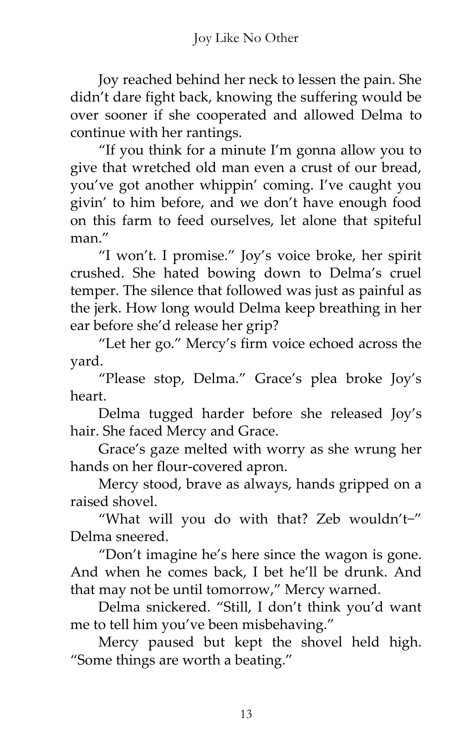Joy reached behind her neck to lessen the pain. She didn't dare fight back, knowing the suffering would be over sooner if she cooperated and allowed Delma to continue with her rantings.

"If you think for a minute I'm gonna allow you to give that wretched old man even a crust of our bread, you've got another whippin' coming. I've caught you givin' to him before, and we don't have enough food on this farm to feed ourselves, let alone that spiteful man."

"I won't. I promise." Joy's voice broke, her spirit crushed. She hated bowing down to Delma's cruel temper. The silence that followed was just as painful as the jerk. How long would Delma keep breathing in her ear before she'd release her grip?

"Let her go." Mercy's firm voice echoed across the yard.

"Please stop, Delma." Grace's plea broke Joy's heart.

Delma tugged harder before she released Joy's hair. She faced Mercy and Grace.

Grace's gaze melted with worry as she wrung her hands on her flour-covered apron.

Mercy stood, brave as always, hands gripped on a raised shovel.

"What will you do with that? Zeb wouldn't–" Delma sneered.

"Don't imagine he's here since the wagon is gone. And when he comes back, I bet he'll be drunk. And that may not be until tomorrow," Mercy warned.

Delma snickered. "Still, I don't think you'd want me to tell him you've been misbehaving."

Mercy paused but kept the shovel held high. "Some things are worth a beating."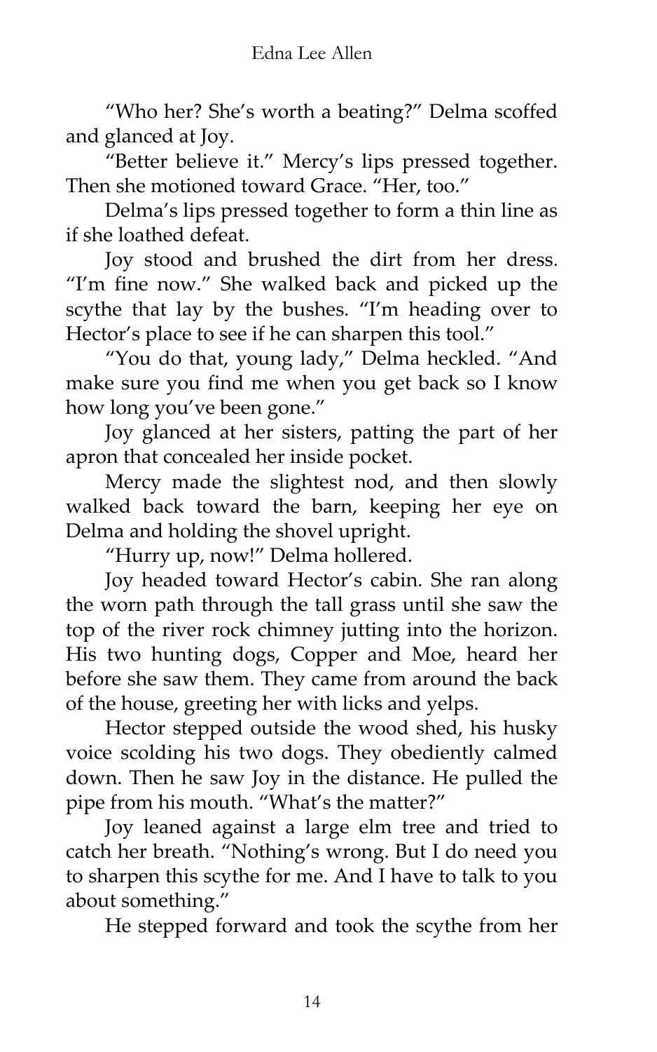"Who her? She's worth a beating?" Delma scoffed and glanced at Joy.

"Better believe it." Mercy's lips pressed together. Then she motioned toward Grace. "Her, too."

Delma's lips pressed together to form a thin line as if she loathed defeat.

Joy stood and brushed the dirt from her dress. "I'm fine now." She walked back and picked up the scythe that lay by the bushes. "I'm heading over to Hector's place to see if he can sharpen this tool."

"You do that, young lady," Delma heckled. "And make sure you find me when you get back so I know how long you've been gone."

Joy glanced at her sisters, patting the part of her apron that concealed her inside pocket.

Mercy made the slightest nod, and then slowly walked back toward the barn, keeping her eye on Delma and holding the shovel upright.

"Hurry up, now!" Delma hollered.

Joy headed toward Hector's cabin. She ran along the worn path through the tall grass until she saw the top of the river rock chimney jutting into the horizon. His two hunting dogs, Copper and Moe, heard her before she saw them. They came from around the back of the house, greeting her with licks and yelps.

Hector stepped outside the wood shed, his husky voice scolding his two dogs. They obediently calmed down. Then he saw Joy in the distance. He pulled the pipe from his mouth. "What's the matter?"

Joy leaned against a large elm tree and tried to catch her breath. "Nothing's wrong. But I do need you to sharpen this scythe for me. And I have to talk to you about something."

He stepped forward and took the scythe from her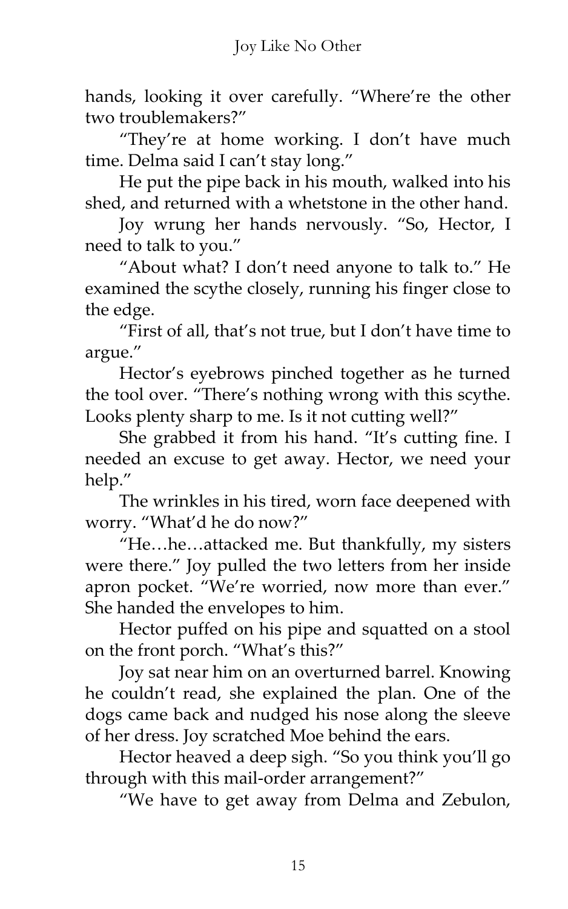hands, looking it over carefully. "Where're the other two troublemakers?"

"They're at home working. I don't have much time. Delma said I can't stay long."

He put the pipe back in his mouth, walked into his shed, and returned with a whetstone in the other hand.

Joy wrung her hands nervously. "So, Hector, I need to talk to you."

"About what? I don't need anyone to talk to." He examined the scythe closely, running his finger close to the edge.

"First of all, that's not true, but I don't have time to argue."

Hector's eyebrows pinched together as he turned the tool over. "There's nothing wrong with this scythe. Looks plenty sharp to me. Is it not cutting well?"

She grabbed it from his hand. "It's cutting fine. I needed an excuse to get away. Hector, we need your help."

The wrinkles in his tired, worn face deepened with worry. "What'd he do now?"

"He…he…attacked me. But thankfully, my sisters were there." Joy pulled the two letters from her inside apron pocket. "We're worried, now more than ever." She handed the envelopes to him.

Hector puffed on his pipe and squatted on a stool on the front porch. "What's this?"

Joy sat near him on an overturned barrel. Knowing he couldn't read, she explained the plan. One of the dogs came back and nudged his nose along the sleeve of her dress. Joy scratched Moe behind the ears.

Hector heaved a deep sigh. "So you think you'll go through with this mail-order arrangement?"

"We have to get away from Delma and Zebulon,